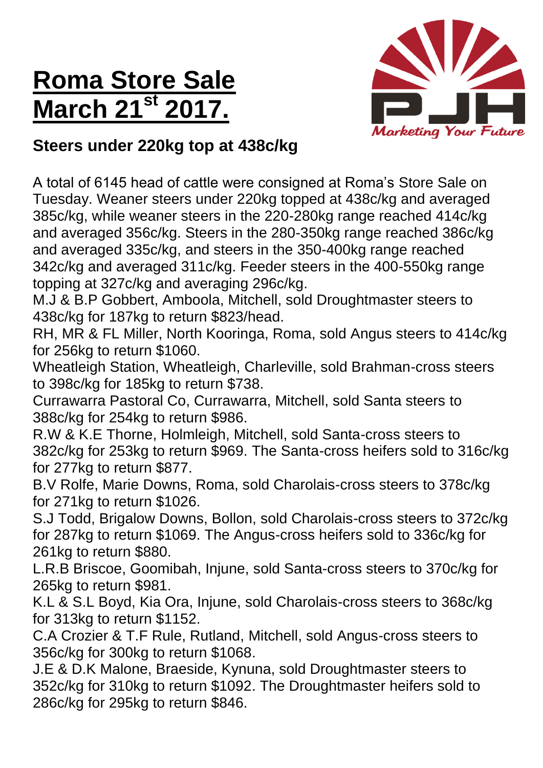# Roma Store Sale March 21st 2017.

PJH

*Marketing Your Future*

## Steers under 220kg top at 438c/kg

A total of 6145 head of cattle were consigned at Roma's Store Sale on Tuesday. Weaner steers under 220kg topped at 438c/kg and averaged 385c/kg, while weaner steers in the 220-280kg range reached 414c/kg and averaged 356c/kg. Steers in the 280-350kg range reached 386c/kg and averaged 335c/kg, and steers in the 350-400kg range reached 342c/kg and averaged 311c/kg. Feeder steers in the 400-550kg range topping at 327c/kg and averaging 296c/kg.

M.J & B.P Gobbert, Amboola, Mitchell, sold Droughtmaster steers to 438c/kg for 187kg to return $823/head.

RH, MR & FL Miller, North Kooringa, Roma, sold Angus steers to 414c/kg for 256kg to return $1060.

Wheatleigh Station, Wheatleigh, Charleville, sold Brahman-cross steers to 398c/kg for 185kg to return $738.

Currawarra Pastoral Co, Currawarra, Mitchell, sold Santa steers to 388c/kg for 254kg to return $986.

R.W & K.E Thorne, Holmleigh, Mitchell, sold Santa-cross steers to 382c/kg for 253kg to return $969. The Santa-cross heifers sold to 316c/kg for 277kg to return $877.

B.V Rolfe, Marie Downs, Roma, sold Charolais-cross steers to 378c/kg for 271kg to return $1026.

S.J Todd, Brigalow Downs, Bollon, sold Charolais-cross steers to 372c/kg for 287kg to return $1069. The Angus-cross heifers sold to 336c/kg for 261kg to return $880.

L.R.B Briscoe, Goomibah, Injune, sold Santa-cross steers to 370c/kg for 265kg to return $981.

K.L & S.L Boyd, Kia Ora, Injune, sold Charolais-cross steers to 368c/kg for 313kg to return $1152.

C.A Crozier & T.F Rule, Rutland, Mitchell, sold Angus-cross steers to 356c/kg for 300kg to return $1068.

J.E & D.K Malone, Braeside, Kynuna, sold Droughtmaster steers to 352c/kg for 310kg to return $1092. The Droughtmaster heifers sold to 286c/kg for 295kg to return $846.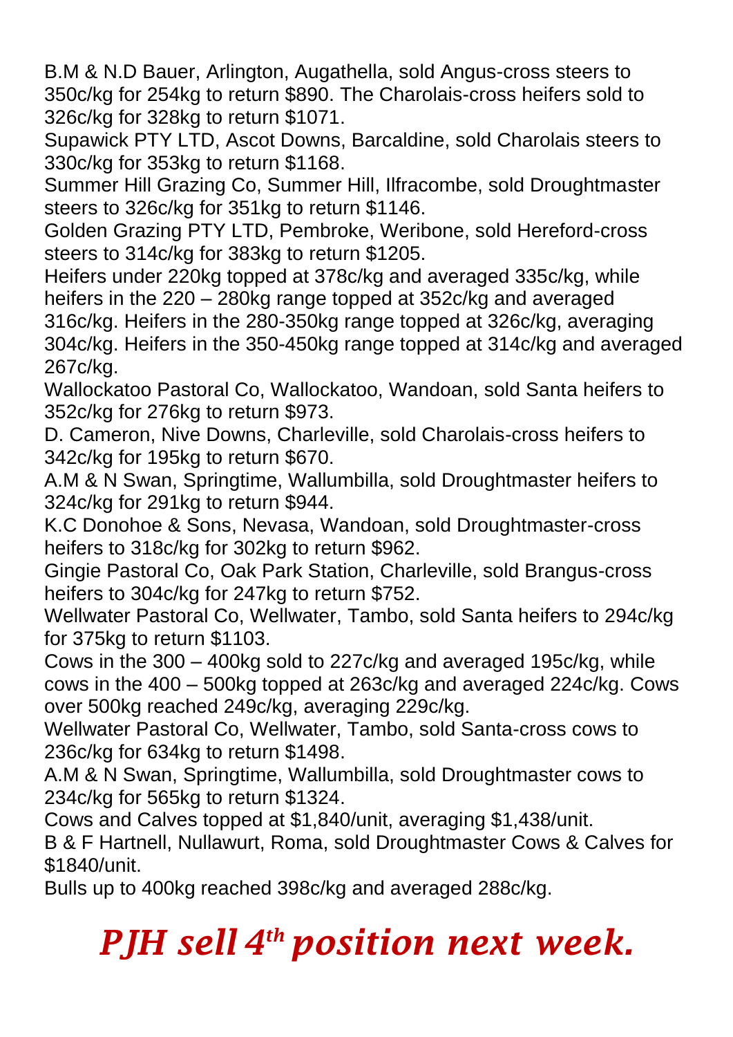B.M & N.D Bauer, Arlington, Augathella, sold Angus-cross steers to 350c/kg for 254kg to return $890. The Charolais-cross heifers sold to 326c/kg for 328kg to return $1071.

Supawick PTY LTD, Ascot Downs, Barcaldine, sold Charolais steers to 330c/kg for 353kg to return $1168.

Summer Hill Grazing Co, Summer Hill, Ilfracombe, sold Droughtmaster steers to 326c/kg for 351kg to return $1146.

Golden Grazing PTY LTD, Pembroke, Weribone, sold Hereford-cross steers to 314c/kg for 383kg to return $1205.

Heifers under 220kg topped at 378c/kg and averaged 335c/kg, while heifers in the 220 – 280kg range topped at 352c/kg and averaged 316c/kg. Heifers in the 280-350kg range topped at 326c/kg, averaging 304c/kg. Heifers in the 350-450kg range topped at 314c/kg and averaged 267c/kg.

Wallockatoo Pastoral Co, Wallockatoo, Wandoan, sold Santa heifers to 352c/kg for 276kg to return $973.

D. Cameron, Nive Downs, Charleville, sold Charolais-cross heifers to 342c/kg for 195kg to return $670.

A.M & N Swan, Springtime, Wallumbilla, sold Droughtmaster heifers to 324c/kg for 291kg to return $944.

K.C Donohoe & Sons, Nevasa, Wandoan, sold Droughtmaster-cross heifers to 318c/kg for 302kg to return $962.

Gingie Pastoral Co, Oak Park Station, Charleville, sold Brangus-cross heifers to 304c/kg for 247kg to return $752.

Wellwater Pastoral Co, Wellwater, Tambo, sold Santa heifers to 294c/kg for 375kg to return $1103.

Cows in the 300 – 400kg sold to 227c/kg and averaged 195c/kg, while cows in the 400 – 500kg topped at 263c/kg and averaged 224c/kg. Cows over 500kg reached 249c/kg, averaging 229c/kg.

Wellwater Pastoral Co, Wellwater, Tambo, sold Santa-cross cows to 236c/kg for 634kg to return $1498.

A.M & N Swan, Springtime, Wallumbilla, sold Droughtmaster cows to 234c/kg for 565kg to return $1324.

Cows and Calves topped at $1,840/unit, averaging $1,438/unit.

B & F Hartnell, Nullawurt, Roma, sold Droughtmaster Cows & Calves for $1840/unit.

Bulls up to 400kg reached 398c/kg and averaged 288c/kg.

# *PJH sell 4th position next week.*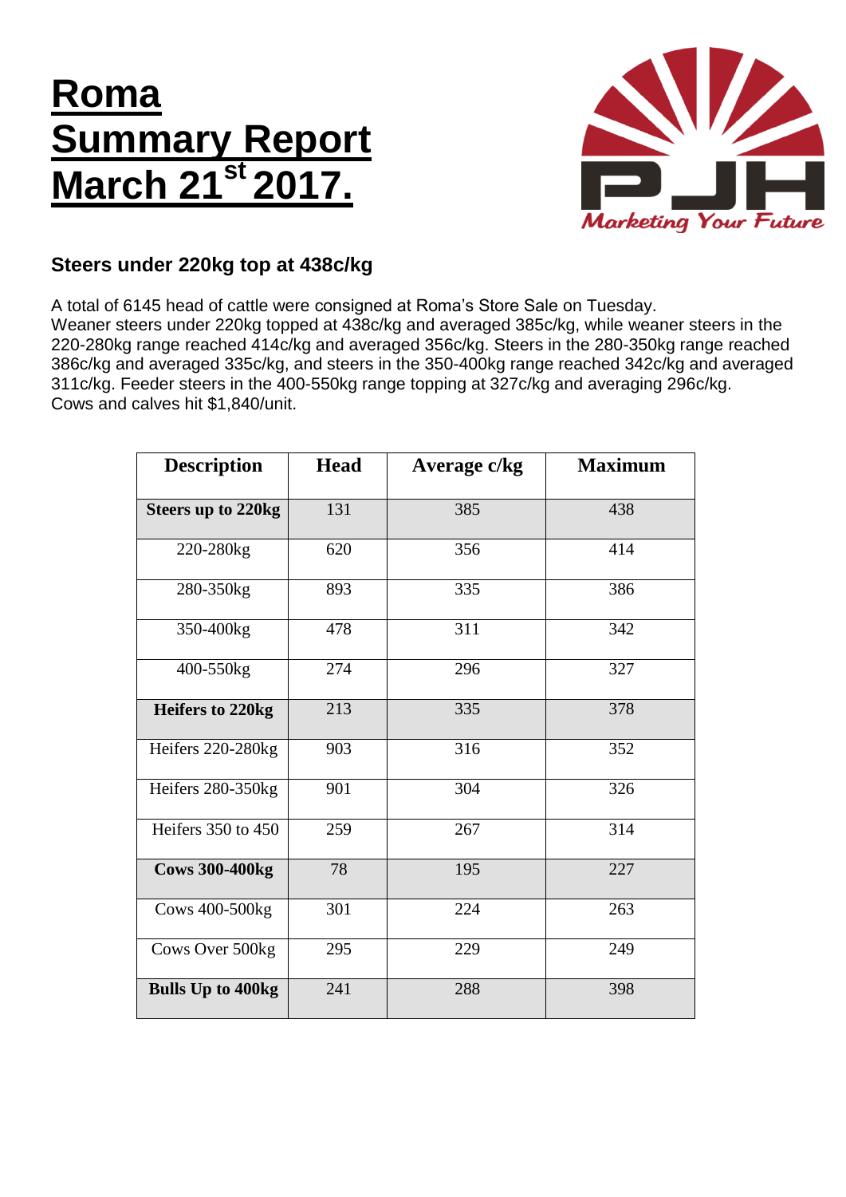# Roma Summary Report March 21st 2017.

Marketing Your Future

### Steers under 220kg top at 438c/kg

A total of 6145 head of cattle were consigned at Roma's Store Sale on Tuesday.
Weaner steers under 220kg topped at 438c/kg and averaged 385c/kg, while weaner steers in the 220-280kg range reached 414c/kg and averaged 356c/kg. Steers in the 280-350kg range reached 386c/kg and averaged 335c/kg, and steers in the 350-400kg range reached 342c/kg and averaged 311c/kg. Feeder steers in the 400-550kg range topping at 327c/kg and averaging 296c/kg.
Cows and calves hit $1,840/unit.

| Description | Head | Average c/kg | Maximum |
|---|---|---|---|
| **Steers up to 220kg** | 131 | 385 | 438 |
| 220-280kg | 620 | 356 | 414 |
| 280-350kg | 893 | 335 | 386 |
| 350-400kg | 478 | 311 | 342 |
| 400-550kg | 274 | 296 | 327 |
| **Heifers to 220kg** | 213 | 335 | 378 |
| Heifers 220-280kg | 903 | 316 | 352 |
| Heifers 280-350kg | 901 | 304 | 326 |
| Heifers 350 to 450 | 259 | 267 | 314 |
| **Cows 300-400kg** | 78 | 195 | 227 |
| Cows 400-500kg | 301 | 224 | 263 |
| Cows Over 500kg | 295 | 229 | 249 |
| **Bulls Up to 400kg** | 241 | 288 | 398 |